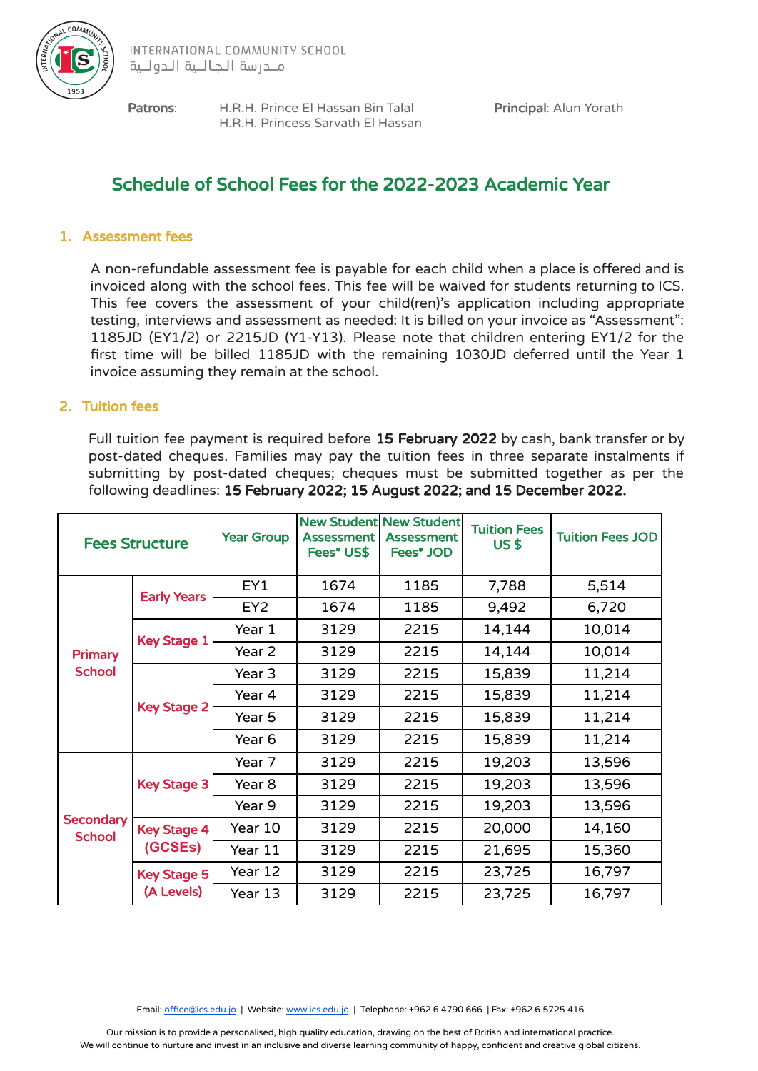INTERNATIONAL COMMUNITY SCHOOL
مـدرسة الجالـية الدولـية

**Patrons**: H.R.H. Prince El Hassan Bin Talal
H.R.H. Princess Sarvath El Hassan

**Principal**: Alun Yorath

# Schedule of School Fees for the 2022-2023 Academic Year

## 1. Assessment fees

A non-refundable assessment fee is payable for each child when a place is offered and is invoiced along with the school fees. This fee will be waived for students returning to ICS. This fee covers the assessment of your child(ren)'s application including appropriate testing, interviews and assessment as needed: It is billed on your invoice as "Assessment": 1185JD (EY1/2) or 2215JD (Y1-Y13). Please note that children entering EY1/2 for the first time will be billed 1185JD with the remaining 1030JD deferred until the Year 1 invoice assuming they remain at the school.

## 2. Tuition fees

Full tuition fee payment is required before **15 February 2022** by cash, bank transfer or by post-dated cheques. Families may pay the tuition fees in three separate instalments if submitting by post-dated cheques; cheques must be submitted together as per the following deadlines: **15 February 2022; 15 August 2022; and 15 December 2022.**

| Fees Structure | | Year Group | New Student Assessment Fees* US$ | New Student Assessment Fees* JOD | Tuition Fees US $ | Tuition Fees JOD |
|---|---|---|---|---|---|---|
| Primary School | Early Years | EY1 | 1674 | 1185 | 7,788 | 5,514 |
| | | EY2 | 1674 | 1185 | 9,492 | 6,720 |
| | Key Stage 1 | Year 1 | 3129 | 2215 | 14,144 | 10,014 |
| | | Year 2 | 3129 | 2215 | 14,144 | 10,014 |
| | Key Stage 2 | Year 3 | 3129 | 2215 | 15,839 | 11,214 |
| | | Year 4 | 3129 | 2215 | 15,839 | 11,214 |
| | | Year 5 | 3129 | 2215 | 15,839 | 11,214 |
| | | Year 6 | 3129 | 2215 | 15,839 | 11,214 |
| Secondary School | Key Stage 3 | Year 7 | 3129 | 2215 | 19,203 | 13,596 |
| | | Year 8 | 3129 | 2215 | 19,203 | 13,596 |
| | | Year 9 | 3129 | 2215 | 19,203 | 13,596 |
| | Key Stage 4 (GCSEs) | Year 10 | 3129 | 2215 | 20,000 | 14,160 |
| | | Year 11 | 3129 | 2215 | 21,695 | 15,360 |
| | Key Stage 5 (A Levels) | Year 12 | 3129 | 2215 | 23,725 | 16,797 |
| | | Year 13 | 3129 | 2215 | 23,725 | 16,797 |

Email: office@ics.edu.jo | Website: www.ics.edu.jo | Telephone: +962 6 4790 666 | Fax: +962 6 5725 416

Our mission is to provide a personalised, high quality education, drawing on the best of British and international practice.
We will continue to nurture and invest in an inclusive and diverse learning community of happy, confident and creative global citizens.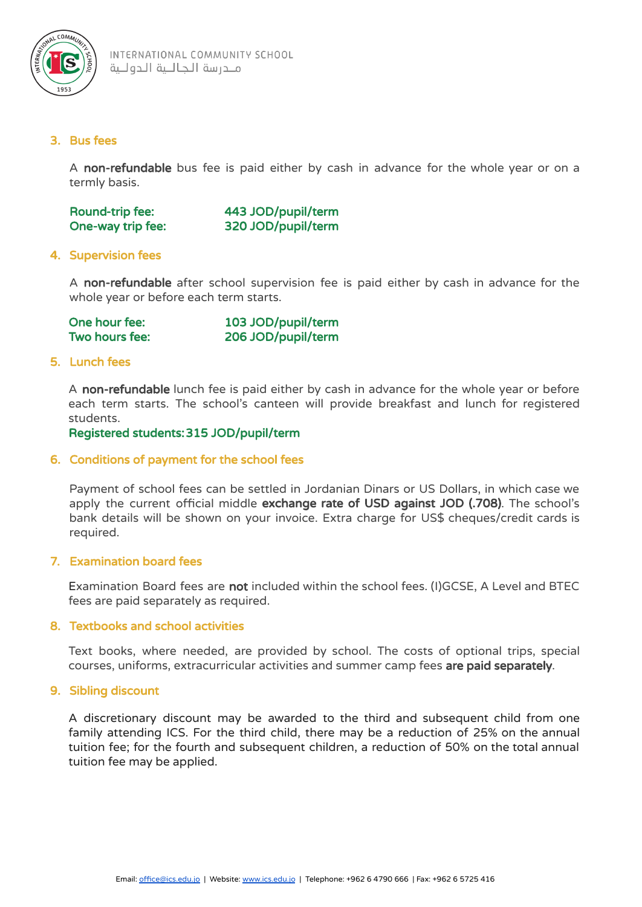## 3. Bus fees

A **non-refundable** bus fee is paid either by cash in advance for the whole year or on a termly basis.

| | |
|---|---|
| Round-trip fee: | 443 JOD/pupil/term |
| One-way trip fee: | 320 JOD/pupil/term |

## 4. Supervision fees

A **non-refundable** after school supervision fee is paid either by cash in advance for the whole year or before each term starts.

| | |
|---|---|
| One hour fee: | 103 JOD/pupil/term |
| Two hours fee: | 206 JOD/pupil/term |

## 5. Lunch fees

A **non-refundable** lunch fee is paid either by cash in advance for the whole year or before each term starts. The school's canteen will provide breakfast and lunch for registered students.

Registered students: 315 JOD/pupil/term

## 6. Conditions of payment for the school fees

Payment of school fees can be settled in Jordanian Dinars or US Dollars, in which case we apply the current official middle **exchange rate of USD against JOD (.708)**. The school's bank details will be shown on your invoice. Extra charge for US$ cheques/credit cards is required.

## 7. Examination board fees

Examination Board fees are **not** included within the school fees. (I)GCSE, A Level and BTEC fees are paid separately as required.

## 8. Textbooks and school activities

Text books, where needed, are provided by school. The costs of optional trips, special courses, uniforms, extracurricular activities and summer camp fees **are paid separately**.

## 9. Sibling discount

A discretionary discount may be awarded to the third and subsequent child from one family attending ICS. For the third child, there may be a reduction of 25% on the annual tuition fee; for the fourth and subsequent children, a reduction of 50% on the total annual tuition fee may be applied.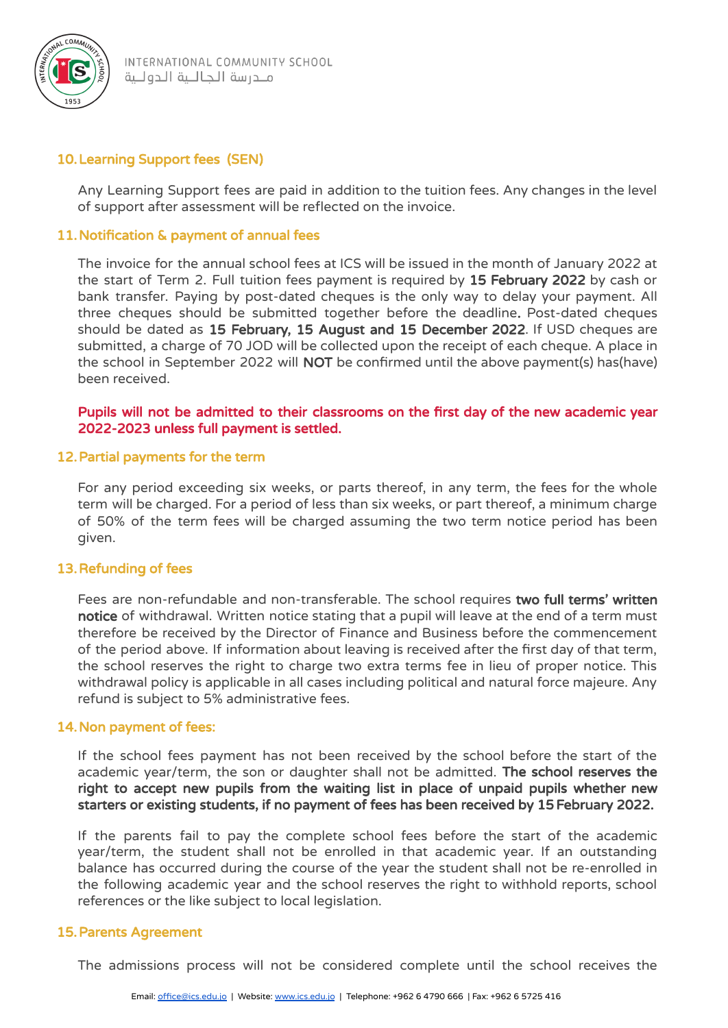## 10. Learning Support fees (SEN)

Any Learning Support fees are paid in addition to the tuition fees. Any changes in the level of support after assessment will be reflected on the invoice.

## 11. Notification & payment of annual fees

The invoice for the annual school fees at ICS will be issued in the month of January 2022 at the start of Term 2. Full tuition fees payment is required by **15 February 2022** by cash or bank transfer. Paying by post-dated cheques is the only way to delay your payment. All three cheques should be submitted together before the deadline**.** Post-dated cheques should be dated as **15 February, 15 August and 15 December 2022**. If USD cheques are submitted, a charge of 70 JOD will be collected upon the receipt of each cheque. A place in the school in September 2022 will **NOT** be confirmed until the above payment(s) has(have) been received.

**Pupils will not be admitted to their classrooms on the first day of the new academic year 2022-2023 unless full payment is settled.**

## 12. Partial payments for the term

For any period exceeding six weeks, or parts thereof, in any term, the fees for the whole term will be charged. For a period of less than six weeks, or part thereof, a minimum charge of 50% of the term fees will be charged assuming the two term notice period has been given.

## 13. Refunding of fees

Fees are non-refundable and non-transferable. The school requires **two full terms' written notice** of withdrawal. Written notice stating that a pupil will leave at the end of a term must therefore be received by the Director of Finance and Business before the commencement of the period above. If information about leaving is received after the first day of that term, the school reserves the right to charge two extra terms fee in lieu of proper notice. This withdrawal policy is applicable in all cases including political and natural force majeure. Any refund is subject to 5% administrative fees.

## 14. Non payment of fees:

If the school fees payment has not been received by the school before the start of the academic year/term, the son or daughter shall not be admitted. **The school reserves the right to accept new pupils from the waiting list in place of unpaid pupils whether new starters or existing students, if no payment of fees has been received by 15 February 2022.**

If the parents fail to pay the complete school fees before the start of the academic year/term, the student shall not be enrolled in that academic year. If an outstanding balance has occurred during the course of the year the student shall not be re-enrolled in the following academic year and the school reserves the right to withhold reports, school references or the like subject to local legislation.

## 15. Parents Agreement

The admissions process will not be considered complete until the school receives the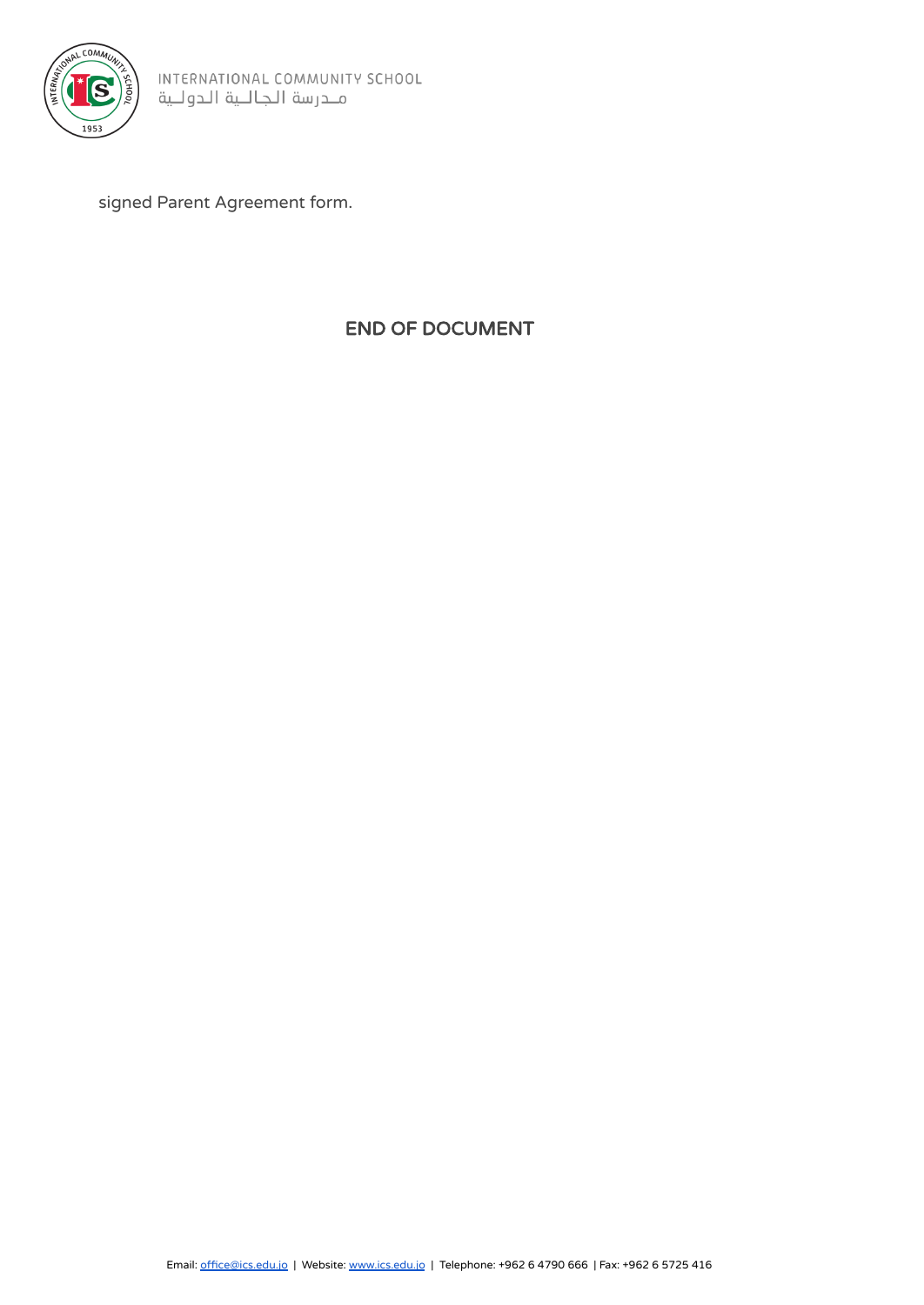signed Parent Agreement form.

END OF DOCUMENT